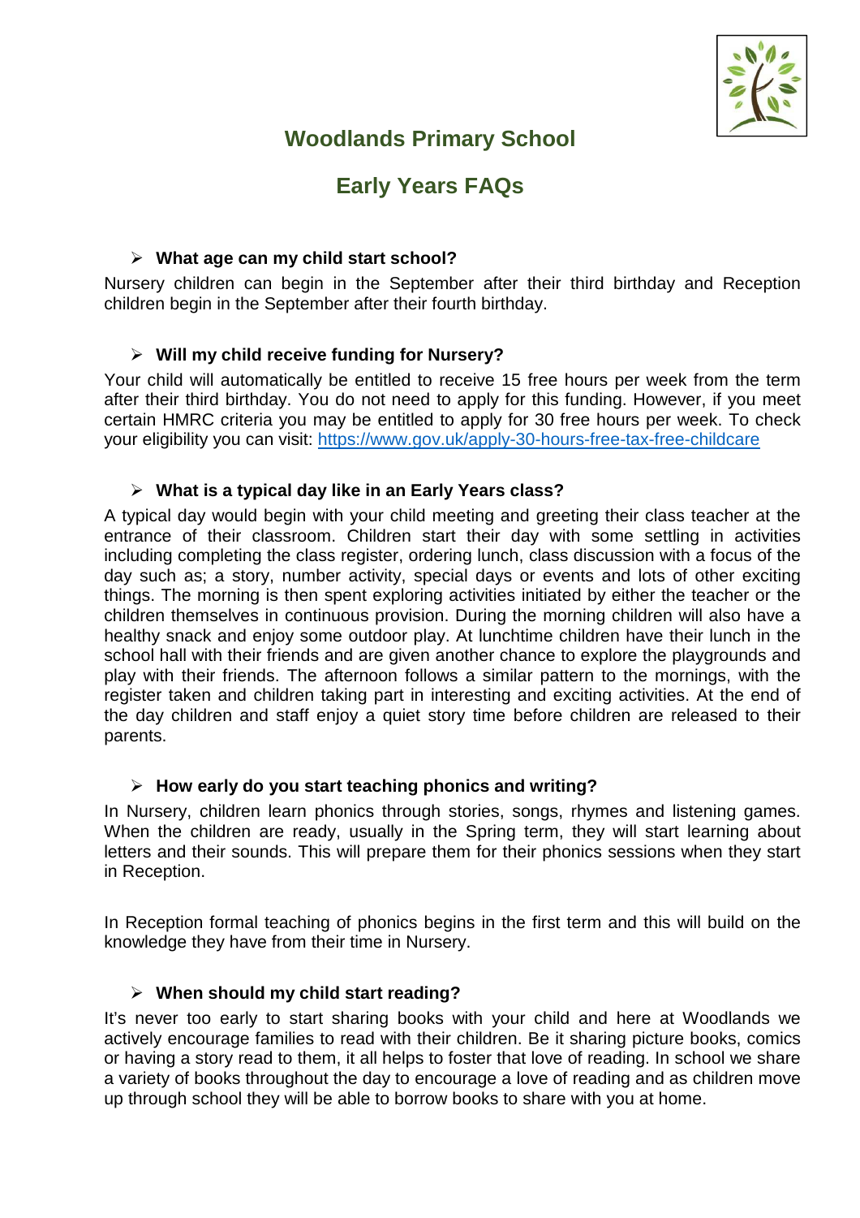# Woodlands Primary School

## Early Years FAQs

- **What age can my child start school?**

Nursery children can begin in the September after their third birthday and Reception children begin in the September after their fourth birthday.

- **Will my child receive funding for Nursery?**

Your child will automatically be entitled to receive 15 free hours per week from the term after their third birthday. You do not need to apply for this funding. However, if you meet certain HMRC criteria you may be entitled to apply for 30 free hours per week. To check your eligibility you can visit: [https://www.gov.uk/apply-30-hours-free-tax-free-childcare](https://www.gov.uk/apply-30-hours-free-tax-free-childcare)

- **What is a typical day like in an Early Years class?**

A typical day would begin with your child meeting and greeting their class teacher at the entrance of their classroom. Children start their day with some settling in activities including completing the class register, ordering lunch, class discussion with a focus of the day such as; a story, number activity, special days or events and lots of other exciting things. The morning is then spent exploring activities initiated by either the teacher or the children themselves in continuous provision. During the morning children will also have a healthy snack and enjoy some outdoor play. At lunchtime children have their lunch in the school hall with their friends and are given another chance to explore the playgrounds and play with their friends. The afternoon follows a similar pattern to the mornings, with the register taken and children taking part in interesting and exciting activities. At the end of the day children and staff enjoy a quiet story time before children are released to their parents.

- **How early do you start teaching phonics and writing?**

In Nursery, children learn phonics through stories, songs, rhymes and listening games. When the children are ready, usually in the Spring term, they will start learning about letters and their sounds. This will prepare them for their phonics sessions when they start in Reception.

In Reception formal teaching of phonics begins in the first term and this will build on the knowledge they have from their time in Nursery.

- **When should my child start reading?**

It's never too early to start sharing books with your child and here at Woodlands we actively encourage families to read with their children. Be it sharing picture books, comics or having a story read to them, it all helps to foster that love of reading. In school we share a variety of books throughout the day to encourage a love of reading and as children move up through school they will be able to borrow books to share with you at home.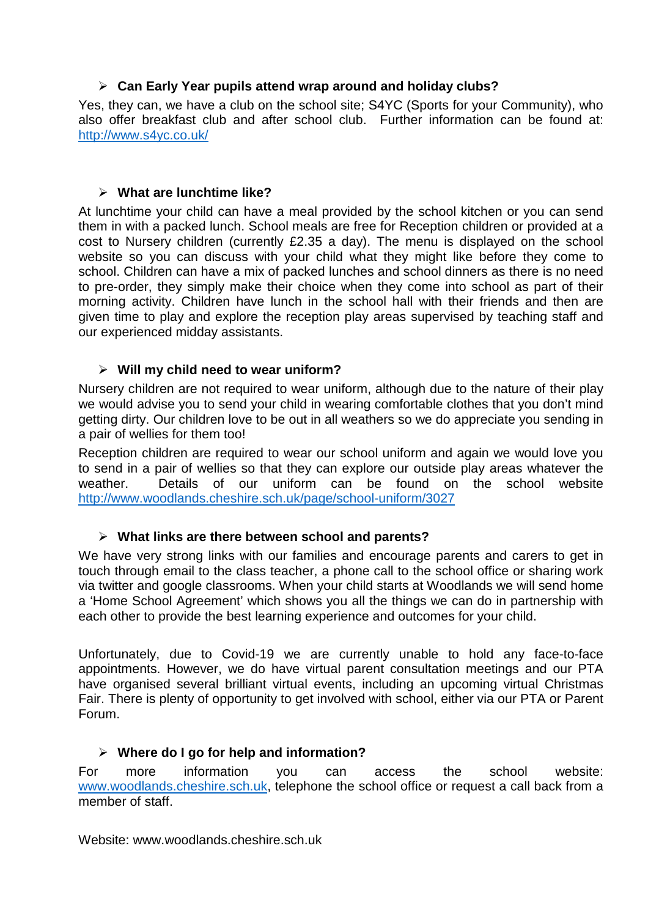- **Can Early Year pupils attend wrap around and holiday clubs?**

Yes, they can, we have a club on the school site; S4YC (Sports for your Community), who also offer breakfast club and after school club. Further information can be found at: http://www.s4yc.co.uk/

- **What are lunchtime like?**

At lunchtime your child can have a meal provided by the school kitchen or you can send them in with a packed lunch. School meals are free for Reception children or provided at a cost to Nursery children (currently £2.35 a day). The menu is displayed on the school website so you can discuss with your child what they might like before they come to school. Children can have a mix of packed lunches and school dinners as there is no need to pre-order, they simply make their choice when they come into school as part of their morning activity. Children have lunch in the school hall with their friends and then are given time to play and explore the reception play areas supervised by teaching staff and our experienced midday assistants.

- **Will my child need to wear uniform?**

Nursery children are not required to wear uniform, although due to the nature of their play we would advise you to send your child in wearing comfortable clothes that you don't mind getting dirty. Our children love to be out in all weathers so we do appreciate you sending in a pair of wellies for them too!

Reception children are required to wear our school uniform and again we would love you to send in a pair of wellies so that they can explore our outside play areas whatever the weather. Details of our uniform can be found on the school website http://www.woodlands.cheshire.sch.uk/page/school-uniform/3027

- **What links are there between school and parents?**

We have very strong links with our families and encourage parents and carers to get in touch through email to the class teacher, a phone call to the school office or sharing work via twitter and google classrooms. When your child starts at Woodlands we will send home a 'Home School Agreement' which shows you all the things we can do in partnership with each other to provide the best learning experience and outcomes for your child.

Unfortunately, due to Covid-19 we are currently unable to hold any face-to-face appointments. However, we do have virtual parent consultation meetings and our PTA have organised several brilliant virtual events, including an upcoming virtual Christmas Fair. There is plenty of opportunity to get involved with school, either via our PTA or Parent Forum.

- **Where do I go for help and information?**

For more information you can access the school website: www.woodlands.cheshire.sch.uk, telephone the school office or request a call back from a member of staff.

Website: www.woodlands.cheshire.sch.uk